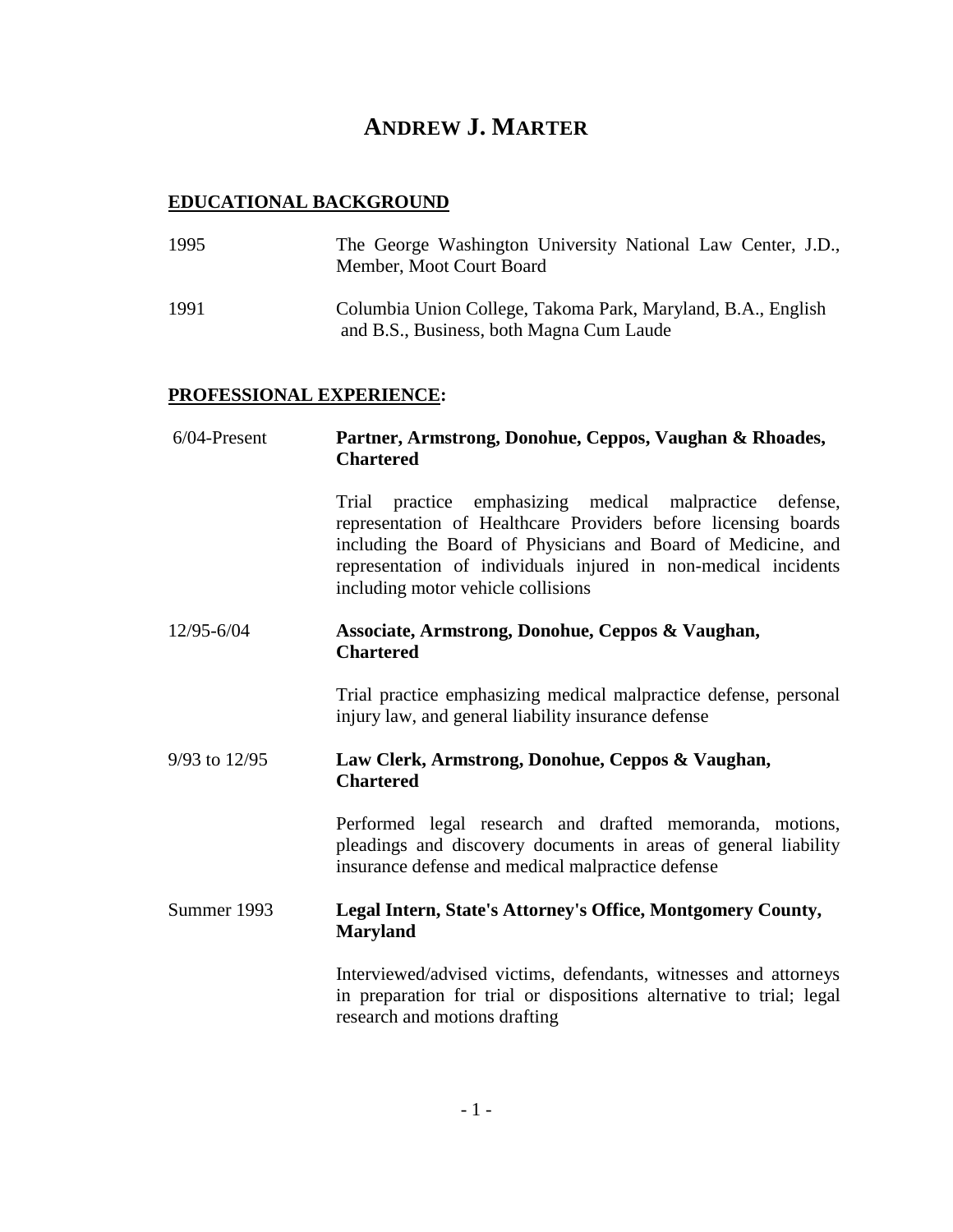# ANDREW J. MARTER

## EDUCATIONAL BACKGROUND

1995 — The George Washington University National Law Center, J.D., Member, Moot Court Board

1991 — Columbia Union College, Takoma Park, Maryland, B.A., English and B.S., Business, both Magna Cum Laude

## PROFESSIONAL EXPERIENCE:

6/04-Present — **Partner, Armstrong, Donohue, Ceppos, Vaughan & Rhoades, Chartered**

Trial practice emphasizing medical malpractice defense, representation of Healthcare Providers before licensing boards including the Board of Physicians and Board of Medicine, and representation of individuals injured in non-medical incidents including motor vehicle collisions

12/95-6/04 — **Associate, Armstrong, Donohue, Ceppos & Vaughan, Chartered**

Trial practice emphasizing medical malpractice defense, personal injury law, and general liability insurance defense

9/93 to 12/95 — **Law Clerk, Armstrong, Donohue, Ceppos & Vaughan, Chartered**

Performed legal research and drafted memoranda, motions, pleadings and discovery documents in areas of general liability insurance defense and medical malpractice defense

Summer 1993 — **Legal Intern, State's Attorney's Office, Montgomery County, Maryland**

Interviewed/advised victims, defendants, witnesses and attorneys in preparation for trial or dispositions alternative to trial; legal research and motions drafting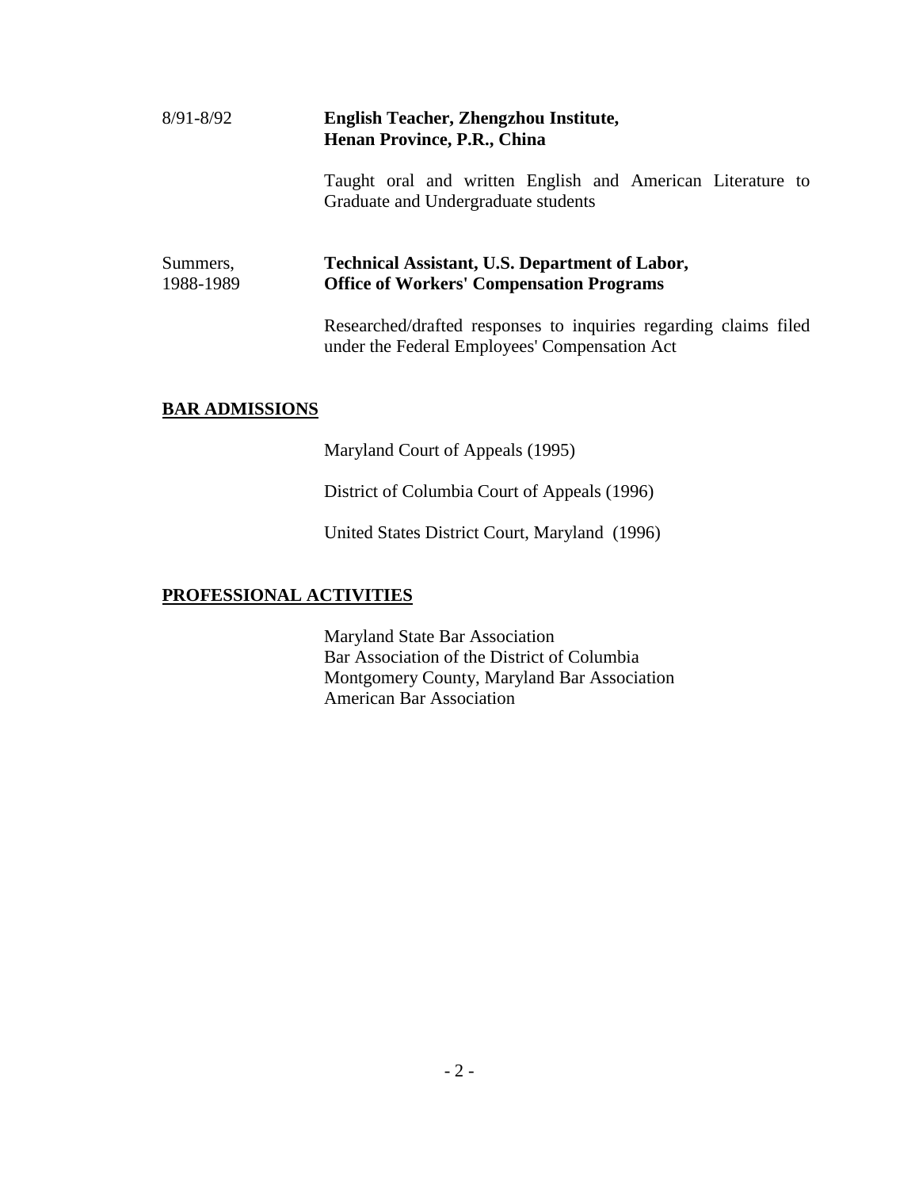8/91-8/92 **English Teacher, Zhengzhou Institute, Henan Province, P.R., China**

Taught oral and written English and American Literature to Graduate and Undergraduate students

Summers, 1988-1989 **Technical Assistant, U.S. Department of Labor, Office of Workers' Compensation Programs**

Researched/drafted responses to inquiries regarding claims filed under the Federal Employees' Compensation Act

## BAR ADMISSIONS

Maryland Court of Appeals (1995)

District of Columbia Court of Appeals (1996)

United States District Court, Maryland (1996)

## PROFESSIONAL ACTIVITIES

Maryland State Bar Association
Bar Association of the District of Columbia
Montgomery County, Maryland Bar Association
American Bar Association